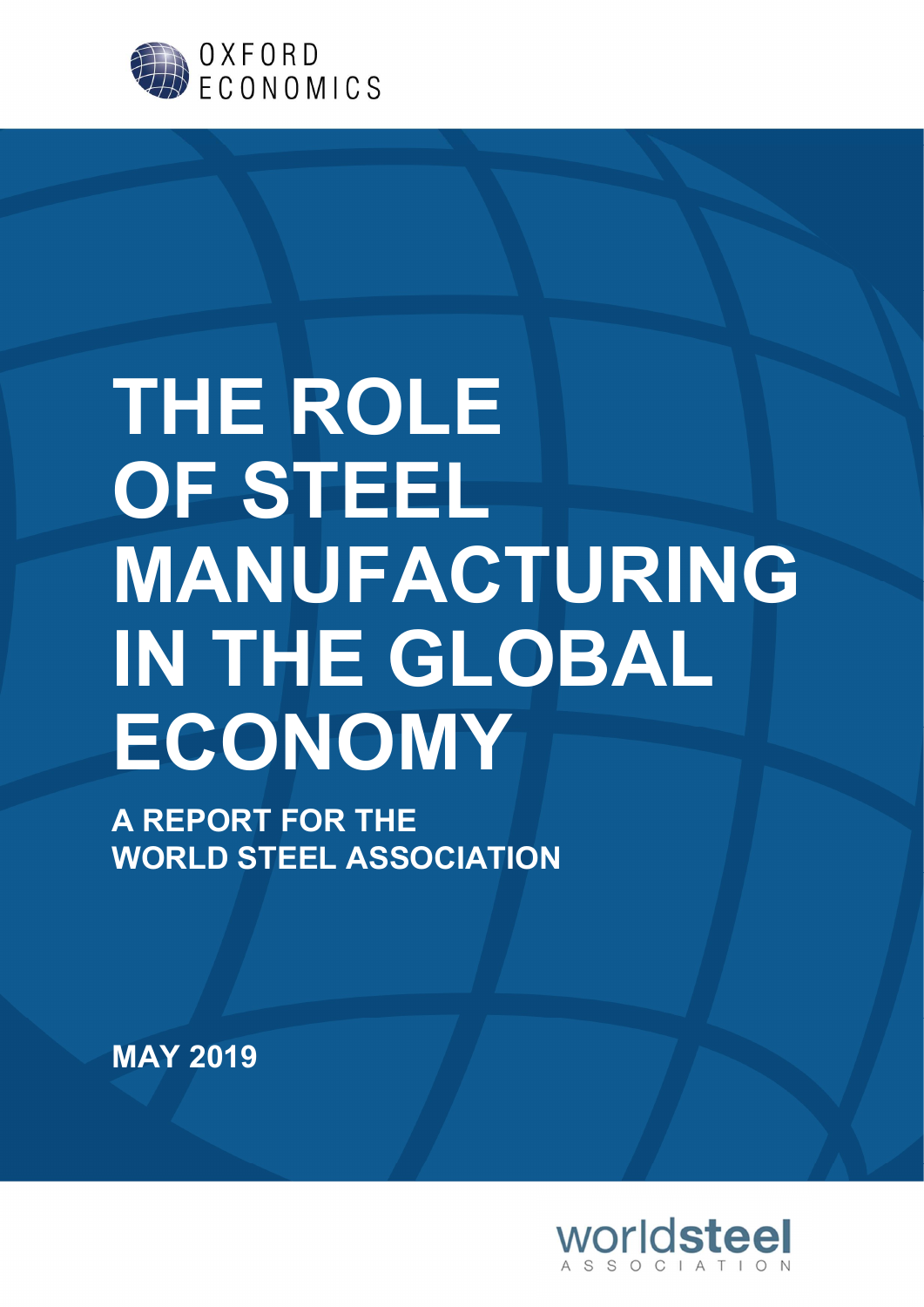OXFORD ECONOMICS

# THE ROLE OF STEEL MANUFACTURING IN THE GLOBAL ECONOMY

## A REPORT FOR THE WORLD STEEL ASSOCIATION

**MAY 2019**

worldsteel ASSOCIATION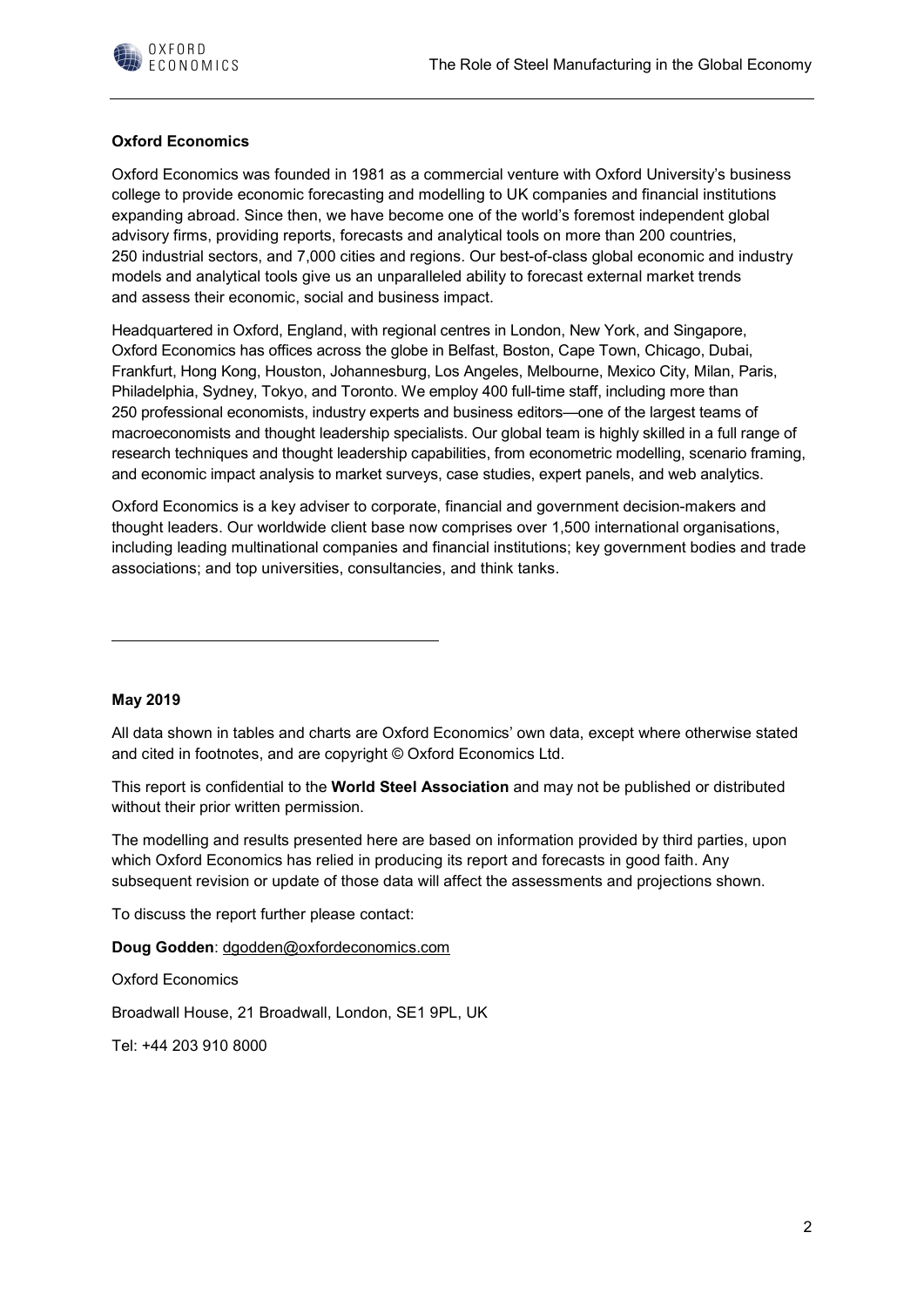**Oxford Economics**

Oxford Economics was founded in 1981 as a commercial venture with Oxford University's business college to provide economic forecasting and modelling to UK companies and financial institutions expanding abroad. Since then, we have become one of the world's foremost independent global advisory firms, providing reports, forecasts and analytical tools on more than 200 countries, 250 industrial sectors, and 7,000 cities and regions. Our best-of-class global economic and industry models and analytical tools give us an unparalleled ability to forecast external market trends and assess their economic, social and business impact.

Headquartered in Oxford, England, with regional centres in London, New York, and Singapore, Oxford Economics has offices across the globe in Belfast, Boston, Cape Town, Chicago, Dubai, Frankfurt, Hong Kong, Houston, Johannesburg, Los Angeles, Melbourne, Mexico City, Milan, Paris, Philadelphia, Sydney, Tokyo, and Toronto. We employ 400 full-time staff, including more than 250 professional economists, industry experts and business editors—one of the largest teams of macroeconomists and thought leadership specialists. Our global team is highly skilled in a full range of research techniques and thought leadership capabilities, from econometric modelling, scenario framing, and economic impact analysis to market surveys, case studies, expert panels, and web analytics.

Oxford Economics is a key adviser to corporate, financial and government decision-makers and thought leaders. Our worldwide client base now comprises over 1,500 international organisations, including leading multinational companies and financial institutions; key government bodies and trade associations; and top universities, consultancies, and think tanks.

---

**May 2019**

All data shown in tables and charts are Oxford Economics' own data, except where otherwise stated and cited in footnotes, and are copyright © Oxford Economics Ltd.

This report is confidential to the **World Steel Association** and may not be published or distributed without their prior written permission.

The modelling and results presented here are based on information provided by third parties, upon which Oxford Economics has relied in producing its report and forecasts in good faith. Any subsequent revision or update of those data will affect the assessments and projections shown.

To discuss the report further please contact:

**Doug Godden**: dgodden@oxfordeconomics.com

Oxford Economics

Broadwall House, 21 Broadwall, London, SE1 9PL, UK

Tel: +44 203 910 8000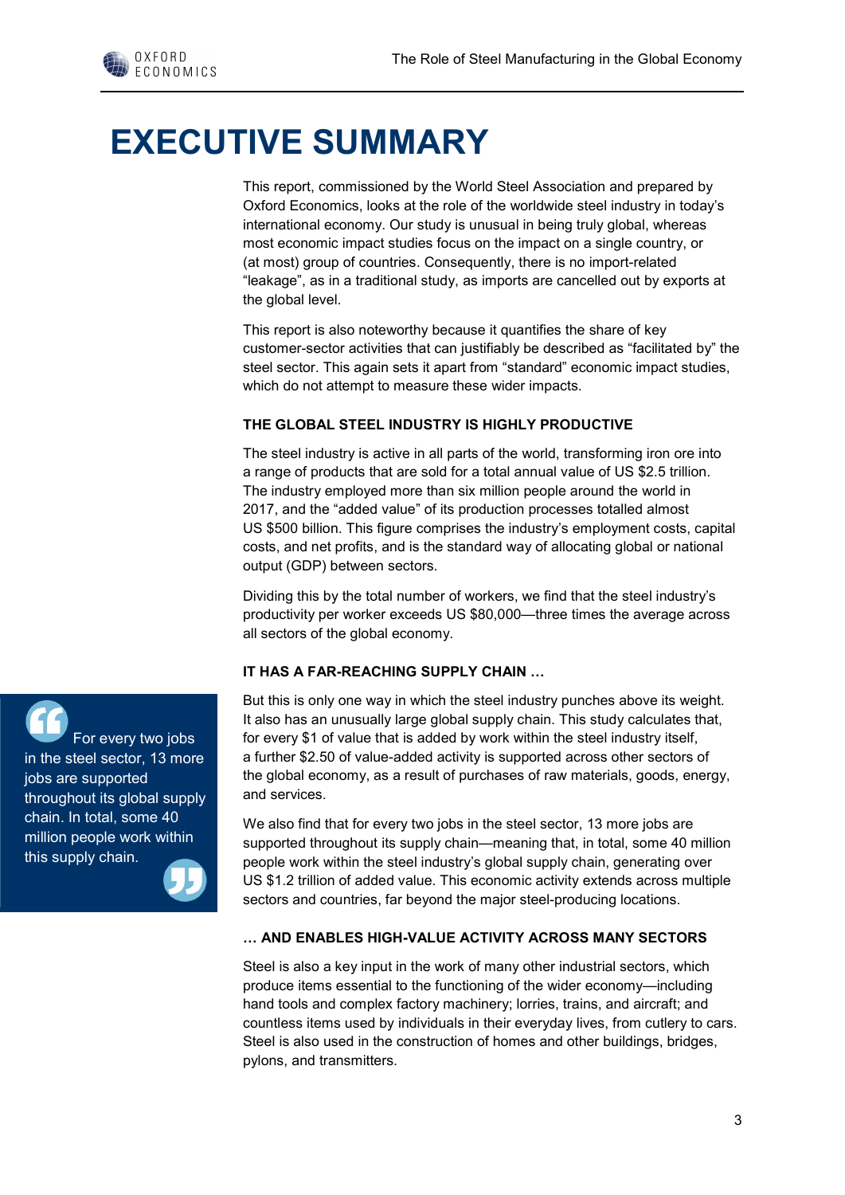# EXECUTIVE SUMMARY

This report, commissioned by the World Steel Association and prepared by Oxford Economics, looks at the role of the worldwide steel industry in today's international economy. Our study is unusual in being truly global, whereas most economic impact studies focus on the impact on a single country, or (at most) group of countries. Consequently, there is no import-related "leakage", as in a traditional study, as imports are cancelled out by exports at the global level.

This report is also noteworthy because it quantifies the share of key customer-sector activities that can justifiably be described as "facilitated by" the steel sector. This again sets it apart from "standard" economic impact studies, which do not attempt to measure these wider impacts.

### THE GLOBAL STEEL INDUSTRY IS HIGHLY PRODUCTIVE

The steel industry is active in all parts of the world, transforming iron ore into a range of products that are sold for a total annual value of US $2.5 trillion. The industry employed more than six million people around the world in 2017, and the "added value" of its production processes totalled almost US $500 billion. This figure comprises the industry's employment costs, capital costs, and net profits, and is the standard way of allocating global or national output (GDP) between sectors.

Dividing this by the total number of workers, we find that the steel industry's productivity per worker exceeds US $80,000—three times the average across all sectors of the global economy.

### IT HAS A FAR-REACHING SUPPLY CHAIN …

> For every two jobs in the steel sector, 13 more jobs are supported throughout its global supply chain. In total, some 40 million people work within this supply chain.

But this is only one way in which the steel industry punches above its weight. It also has an unusually large global supply chain. This study calculates that, for every $1 of value that is added by work within the steel industry itself, a further $2.50 of value-added activity is supported across other sectors of the global economy, as a result of purchases of raw materials, goods, energy, and services.

We also find that for every two jobs in the steel sector, 13 more jobs are supported throughout its supply chain—meaning that, in total, some 40 million people work within the steel industry's global supply chain, generating over US $1.2 trillion of added value. This economic activity extends across multiple sectors and countries, far beyond the major steel-producing locations.

### … AND ENABLES HIGH-VALUE ACTIVITY ACROSS MANY SECTORS

Steel is also a key input in the work of many other industrial sectors, which produce items essential to the functioning of the wider economy—including hand tools and complex factory machinery; lorries, trains, and aircraft; and countless items used by individuals in their everyday lives, from cutlery to cars. Steel is also used in the construction of homes and other buildings, bridges, pylons, and transmitters.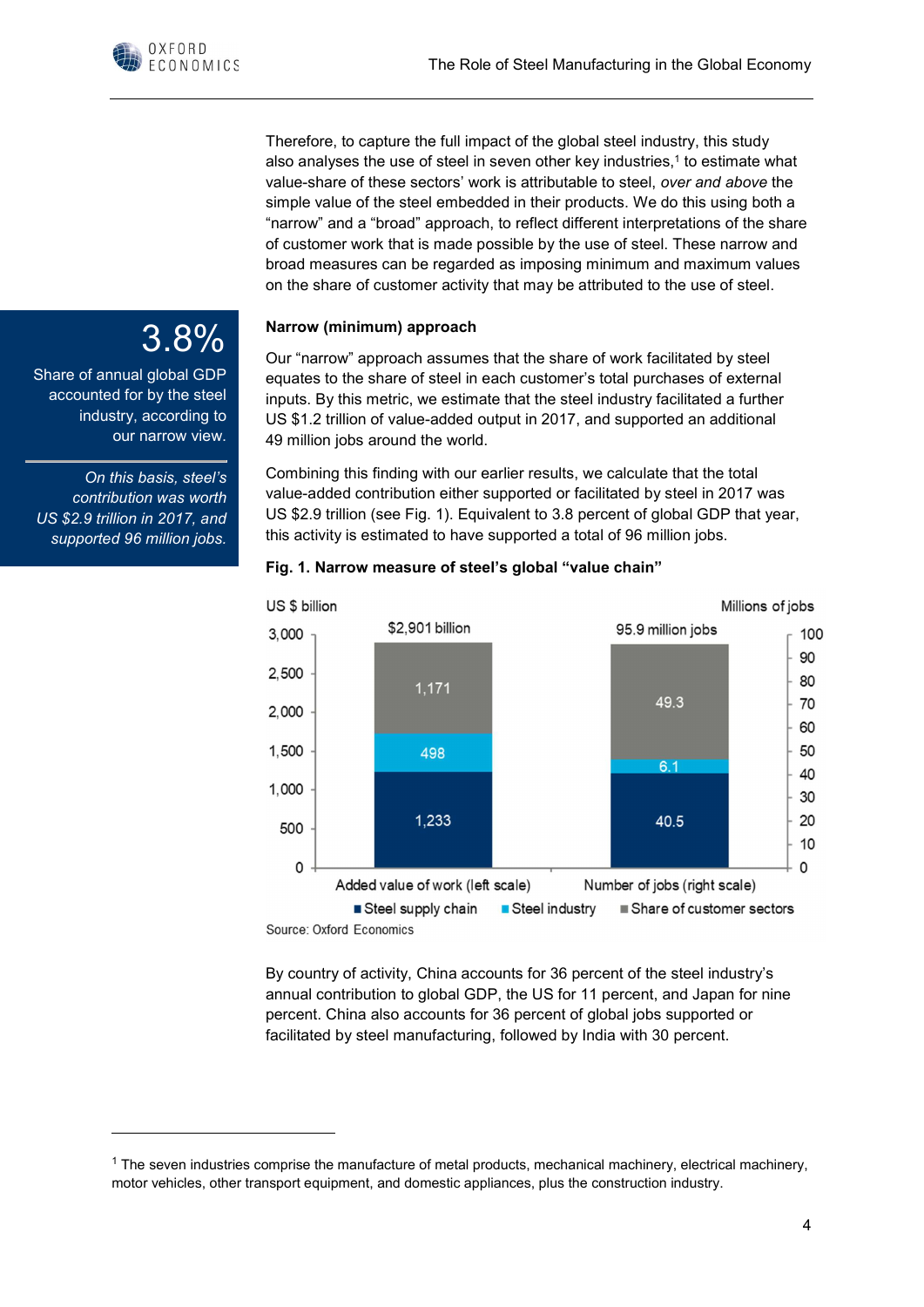Therefore, to capture the full impact of the global steel industry, this study also analyses the use of steel in seven other key industries,[1] to estimate what value-share of these sectors' work is attributable to steel, *over and above* the simple value of the steel embedded in their products. We do this using both a "narrow" and a "broad" approach, to reflect different interpretations of the share of customer work that is made possible by the use of steel. These narrow and broad measures can be regarded as imposing minimum and maximum values on the share of customer activity that may be attributed to the use of steel.

**3.8%**

Share of annual global GDP accounted for by the steel industry, according to our narrow view.

*On this basis, steel's contribution was worth US $2.9 trillion in 2017, and supported 96 million jobs.*

### Narrow (minimum) approach

Our "narrow" approach assumes that the share of work facilitated by steel equates to the share of steel in each customer's total purchases of external inputs. By this metric, we estimate that the steel industry facilitated a further US $1.2 trillion of value-added output in 2017, and supported an additional 49 million jobs around the world.

Combining this finding with our earlier results, we calculate that the total value-added contribution either supported or facilitated by steel in 2017 was US $2.9 trillion (see Fig. 1). Equivalent to 3.8 percent of global GDP that year, this activity is estimated to have supported a total of 96 million jobs.

**Fig. 1. Narrow measure of steel's global "value chain"**

| | Added value of work (left scale, US $ billion) | Number of jobs (right scale, millions of jobs) |
|---|---|---|
| Steel supply chain | 1,233 | 40.5 |
| Steel industry | 498 | 6.1 |
| Share of customer sectors | 1,171 | 49.3 |
| Total | $2,901 billion | 95.9 million jobs |

Source: Oxford Economics

By country of activity, China accounts for 36 percent of the steel industry's annual contribution to global GDP, the US for 11 percent, and Japan for nine percent. China also accounts for 36 percent of global jobs supported or facilitated by steel manufacturing, followed by India with 30 percent.

[1] The seven industries comprise the manufacture of metal products, mechanical machinery, electrical machinery, motor vehicles, other transport equipment, and domestic appliances, plus the construction industry.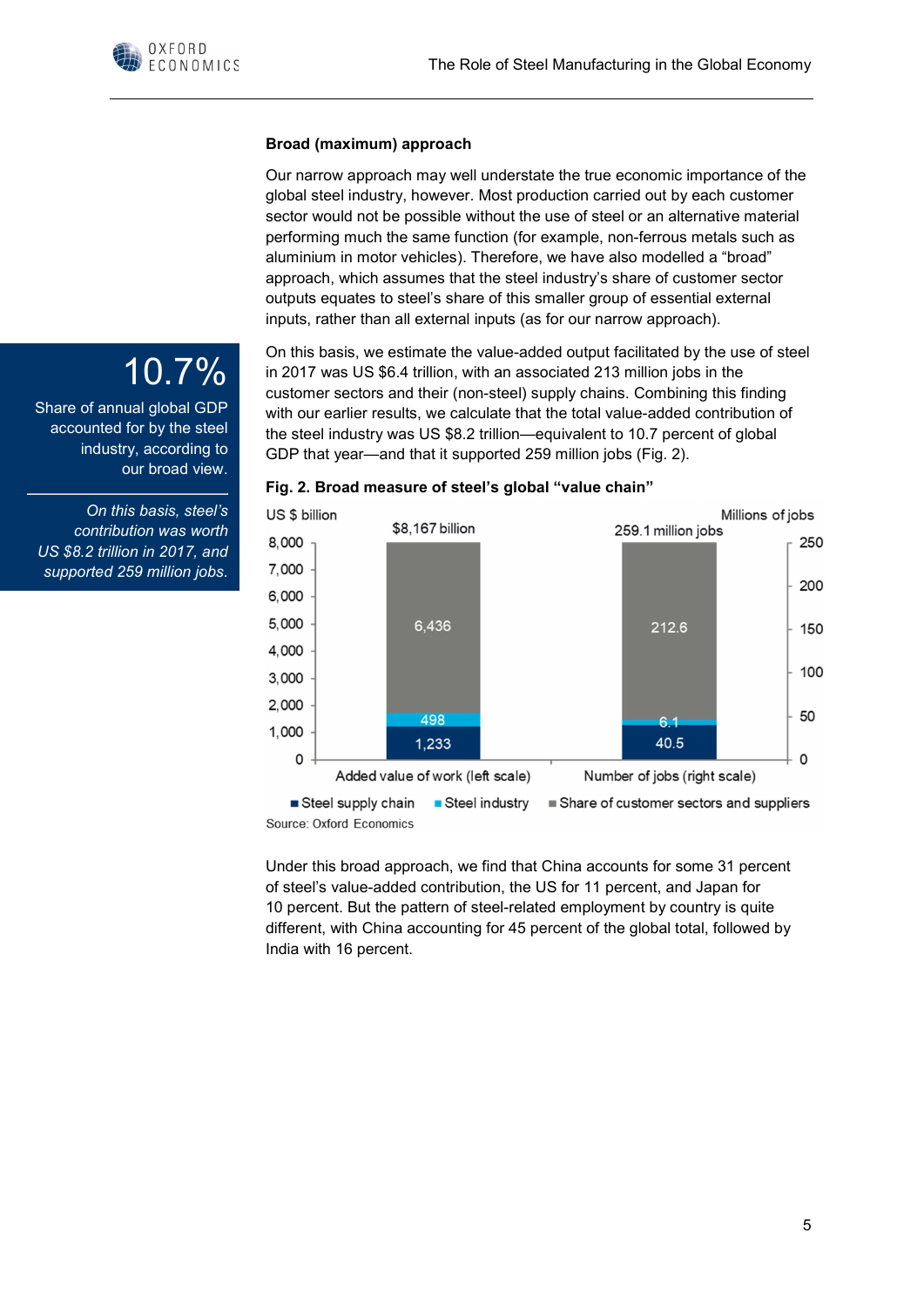### Broad (maximum) approach

Our narrow approach may well understate the true economic importance of the global steel industry, however. Most production carried out by each customer sector would not be possible without the use of steel or an alternative material performing much the same function (for example, non-ferrous metals such as aluminium in motor vehicles). Therefore, we have also modelled a "broad" approach, which assumes that the steel industry's share of customer sector outputs equates to steel's share of this smaller group of essential external inputs, rather than all external inputs (as for our narrow approach).

**10.7%**

Share of annual global GDP accounted for by the steel industry, according to our broad view.

*On this basis, steel's contribution was worth US $8.2 trillion in 2017, and supported 259 million jobs.*

On this basis, we estimate the value-added output facilitated by the use of steel in 2017 was US $6.4 trillion, with an associated 213 million jobs in the customer sectors and their (non-steel) supply chains. Combining this finding with our earlier results, we calculate that the total value-added contribution of the steel industry was US $8.2 trillion—equivalent to 10.7 percent of global GDP that year—and that it supported 259 million jobs (Fig. 2).

**Fig. 2. Broad measure of steel's global "value chain"**

US $ billion

Millions of jobs

$8,167 billion

259.1 million jobs

8,000
7,000
6,000
5,000
4,000
3,000
2,000
1,000
0

250
200
150
100
50
0

6,436
498
1,233

212.6
6.1
40.5

Added value of work (left scale)

Number of jobs (right scale)

Steel supply chain
Steel industry
Share of customer sectors and suppliers

Source: Oxford Economics

Under this broad approach, we find that China accounts for some 31 percent of steel's value-added contribution, the US for 11 percent, and Japan for 10 percent. But the pattern of steel-related employment by country is quite different, with China accounting for 45 percent of the global total, followed by India with 16 percent.